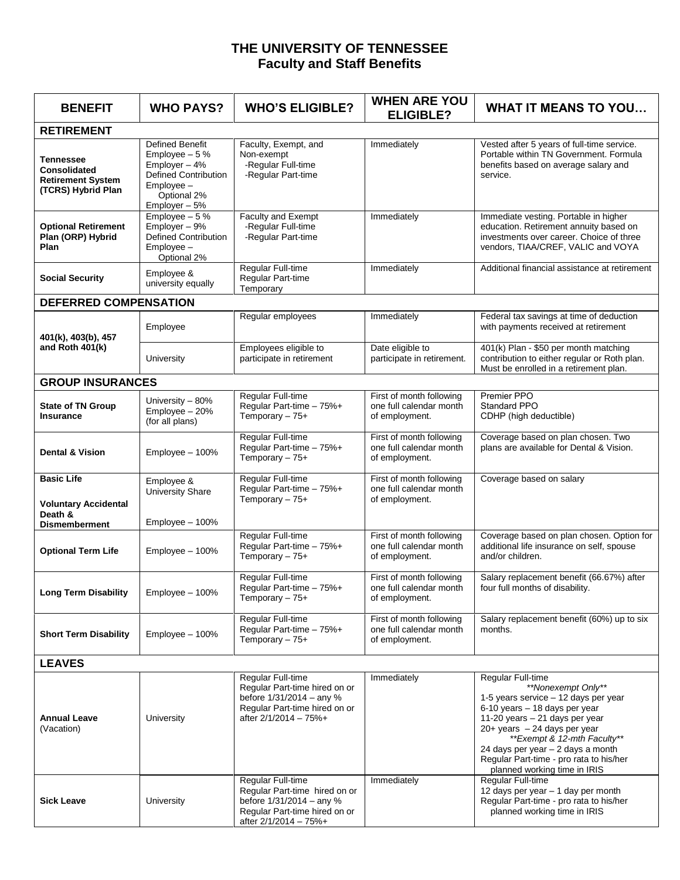# THE UNIVERSITY OF TENNESSEE
## Faculty and Staff Benefits

| BENEFIT | WHO PAYS? | WHO'S ELIGIBLE? | WHEN ARE YOU ELIGIBLE? | WHAT IT MEANS TO YOU… |
|---|---|---|---|---|
| **RETIREMENT** | | | | |
| **Tennessee Consolidated Retirement System (TCRS) Hybrid Plan** | Defined Benefit<br>Employee – 5 %<br>Employer – 4%<br>Defined Contribution<br>Employee – Optional 2%<br>Employer – 5% | Faculty, Exempt, and Non-exempt<br>-Regular Full-time<br>-Regular Part-time | Immediately | Vested after 5 years of full-time service. Portable within TN Government. Formula benefits based on average salary and service. |
| **Optional Retirement Plan (ORP) Hybrid Plan** | Employee – 5 %<br>Employer – 9%<br>Defined Contribution<br>Employee – Optional 2% | Faculty and Exempt<br>-Regular Full-time<br>-Regular Part-time | Immediately | Immediate vesting. Portable in higher education. Retirement annuity based on investments over career. Choice of three vendors, TIAA/CREF, VALIC and VOYA |
| **Social Security** | Employee & university equally | Regular Full-time<br>Regular Part-time<br>Temporary | Immediately | Additional financial assistance at retirement |
| **DEFERRED COMPENSATION** | | | | |
| **401(k), 403(b), 457 and Roth 401(k)** | Employee | Regular employees | Immediately | Federal tax savings at time of deduction with payments received at retirement |
| | University | Employees eligible to participate in retirement | Date eligible to participate in retirement. | 401(k) Plan - $50 per month matching contribution to either regular or Roth plan. Must be enrolled in a retirement plan. |
| **GROUP INSURANCES** | | | | |
| **State of TN Group Insurance** | University – 80%<br>Employee – 20%<br>(for all plans) | Regular Full-time<br>Regular Part-time – 75%+<br>Temporary – 75+ | First of month following one full calendar month of employment. | Premier PPO<br>Standard PPO<br>CDHP (high deductible) |
| **Dental & Vision** | Employee – 100% | Regular Full-time<br>Regular Part-time – 75%+<br>Temporary – 75+ | First of month following one full calendar month of employment. | Coverage based on plan chosen. Two plans are available for Dental & Vision. |
| **Basic Life**<br><br>**Voluntary Accidental Death & Dismemberment** | Employee & University Share<br><br>Employee – 100% | Regular Full-time<br>Regular Part-time – 75%+<br>Temporary – 75+ | First of month following one full calendar month of employment. | Coverage based on salary |
| **Optional Term Life** | Employee – 100% | Regular Full-time<br>Regular Part-time – 75%+<br>Temporary – 75+ | First of month following one full calendar month of employment. | Coverage based on plan chosen. Option for additional life insurance on self, spouse and/or children. |
| **Long Term Disability** | Employee – 100% | Regular Full-time<br>Regular Part-time – 75%+<br>Temporary – 75+ | First of month following one full calendar month of employment. | Salary replacement benefit (66.67%) after four full months of disability. |
| **Short Term Disability** | Employee – 100% | Regular Full-time<br>Regular Part-time – 75%+<br>Temporary – 75+ | First of month following one full calendar month of employment. | Salary replacement benefit (60%) up to six months. |
| **LEAVES** | | | | |
| **Annual Leave** (Vacation) | University | Regular Full-time<br>Regular Part-time hired on or before 1/31/2014 – any %<br>Regular Part-time hired on or after 2/1/2014 – 75%+ | Immediately | Regular Full-time<br>*\*\*Nonexempt Only\*\**<br>1-5 years service – 12 days per year<br>6-10 years – 18 days per year<br>11-20 years – 21 days per year<br>20+ years – 24 days per year<br>*\*\*Exempt & 12-mth Faculty\*\**<br>24 days per year – 2 days a month<br>Regular Part-time - pro rata to his/her planned working time in IRIS |
| **Sick Leave** | University | Regular Full-time<br>Regular Part-time hired on or before 1/31/2014 – any %<br>Regular Part-time hired on or after 2/1/2014 – 75%+ | Immediately | Regular Full-time<br>12 days per year – 1 day per month<br>Regular Part-time - pro rata to his/her planned working time in IRIS |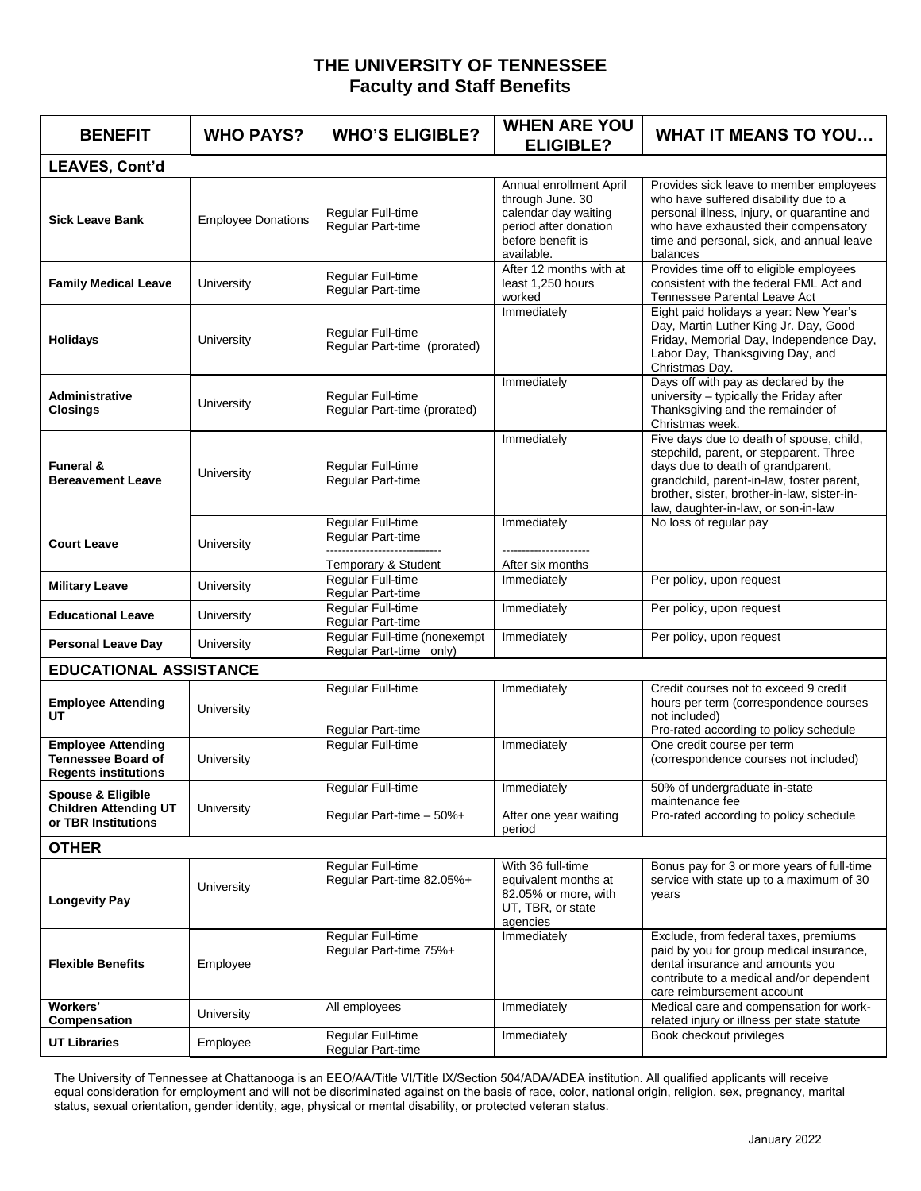# THE UNIVERSITY OF TENNESSEE
## Faculty and Staff Benefits

| BENEFIT | WHO PAYS? | WHO'S ELIGIBLE? | WHEN ARE YOU ELIGIBLE? | WHAT IT MEANS TO YOU… |
|---|---|---|---|---|
| **LEAVES, Cont'd** | | | | |
| **Sick Leave Bank** | Employee Donations | Regular Full-time<br>Regular Part-time | Annual enrollment April through June. 30 calendar day waiting period after donation before benefit is available. | Provides sick leave to member employees who have suffered disability due to a personal illness, injury, or quarantine and who have exhausted their compensatory time and personal, sick, and annual leave balances |
| **Family Medical Leave** | University | Regular Full-time<br>Regular Part-time | After 12 months with at least 1,250 hours worked | Provides time off to eligible employees consistent with the federal FML Act and Tennessee Parental Leave Act |
| **Holidays** | University | Regular Full-time<br>Regular Part-time (prorated) | Immediately | Eight paid holidays a year: New Year's Day, Martin Luther King Jr. Day, Good Friday, Memorial Day, Independence Day, Labor Day, Thanksgiving Day, and Christmas Day. |
| **Administrative Closings** | University | Regular Full-time<br>Regular Part-time (prorated) | Immediately | Days off with pay as declared by the university – typically the Friday after Thanksgiving and the remainder of Christmas week. |
| **Funeral & Bereavement Leave** | University | Regular Full-time<br>Regular Part-time | Immediately | Five days due to death of spouse, child, stepchild, parent, or stepparent. Three days due to death of grandparent, grandchild, parent-in-law, foster parent, brother, sister, brother-in-law, sister-in-law, daughter-in-law, or son-in-law |
| **Court Leave** | University | Regular Full-time<br>Regular Part-time<br>----------------------------<br>Temporary & Student | Immediately<br>---------------------<br>After six months | No loss of regular pay |
| **Military Leave** | University | Regular Full-time<br>Regular Part-time | Immediately | Per policy, upon request |
| **Educational Leave** | University | Regular Full-time<br>Regular Part-time | Immediately | Per policy, upon request |
| **Personal Leave Day** | University | Regular Full-time (nonexempt Regular Part-time only) | Immediately | Per policy, upon request |
| **EDUCATIONAL ASSISTANCE** | | | | |
| **Employee Attending UT** | University | Regular Full-time<br>Regular Part-time | Immediately | Credit courses not to exceed 9 credit hours per term (correspondence courses not included)<br>Pro-rated according to policy schedule |
| **Employee Attending Tennessee Board of Regents institutions** | University | Regular Full-time | Immediately | One credit course per term (correspondence courses not included) |
| **Spouse & Eligible Children Attending UT or TBR Institutions** | University | Regular Full-time<br>Regular Part-time – 50%+ | Immediately<br>After one year waiting period | 50% of undergraduate in-state maintenance fee<br>Pro-rated according to policy schedule |
| **OTHER** | | | | |
| **Longevity Pay** | University | Regular Full-time<br>Regular Part-time 82.05%+ | With 36 full-time equivalent months at 82.05% or more, with UT, TBR, or state agencies | Bonus pay for 3 or more years of full-time service with state up to a maximum of 30 years |
| **Flexible Benefits** | Employee | Regular Full-time<br>Regular Part-time 75%+ | Immediately | Exclude, from federal taxes, premiums paid by you for group medical insurance, dental insurance and amounts you contribute to a medical and/or dependent care reimbursement account |
| **Workers' Compensation** | University | All employees | Immediately | Medical care and compensation for work-related injury or illness per state statute |
| **UT Libraries** | Employee | Regular Full-time<br>Regular Part-time | Immediately | Book checkout privileges |

The University of Tennessee at Chattanooga is an EEO/AA/Title VI/Title IX/Section 504/ADA/ADEA institution. All qualified applicants will receive equal consideration for employment and will not be discriminated against on the basis of race, color, national origin, religion, sex, pregnancy, marital status, sexual orientation, gender identity, age, physical or mental disability, or protected veteran status.

January 2022